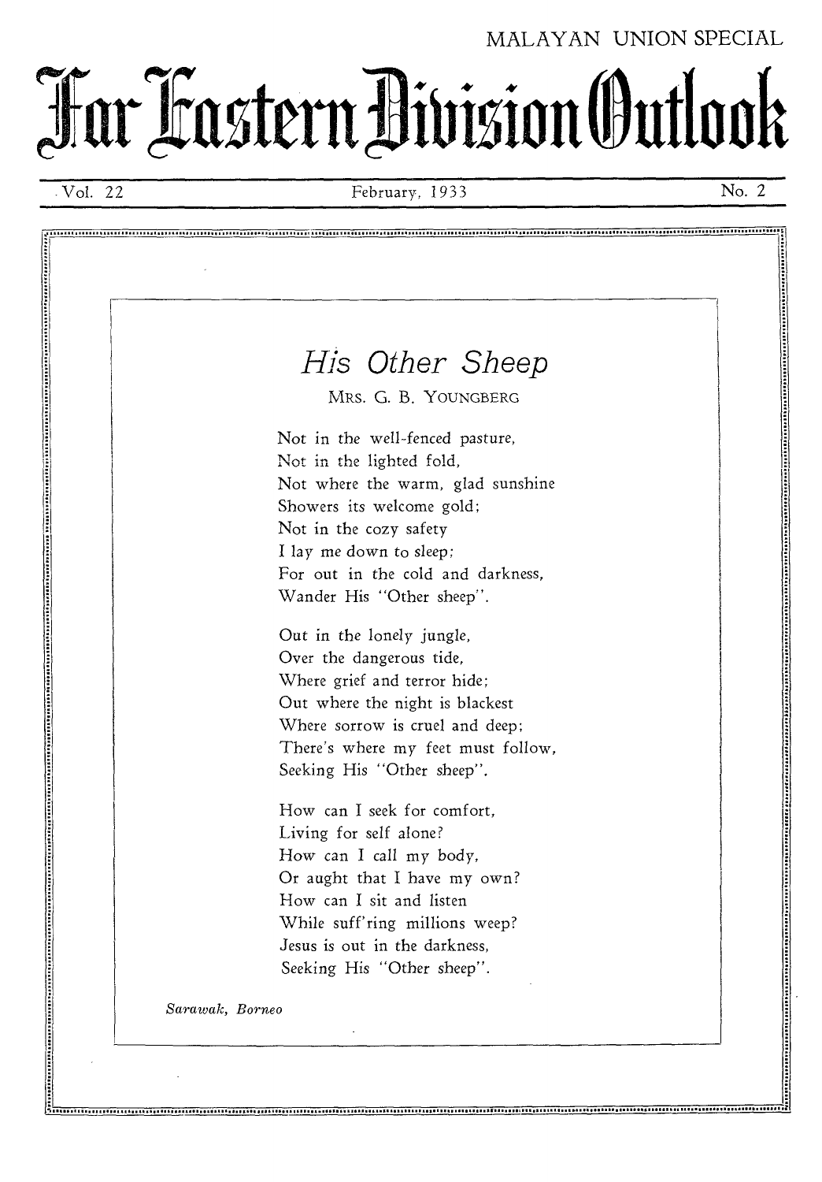MALAYAN UNION SPECIAL

# Far Eastern Division Outlook

Vol. 22 — February, 1933 — No. 2

## *His Other Sheep*

MRS. G. B. YOUNGBERG

Not in the well-fenced pasture,
Not in the lighted fold,
Not where the warm, glad sunshine
Showers its welcome gold;
Not in the cozy safety
I lay me down to sleep;
For out in the cold and darkness,
Wander His "Other sheep".

Out in the lonely jungle,
Over the dangerous tide,
Where grief and terror hide;
Out where the night is blackest
Where sorrow is cruel and deep;
There's where my feet must follow,
Seeking His "Other sheep".

How can I seek for comfort,
Living for self alone?
How can I call my body,
Or aught that I have my own?
How can I sit and listen
While suff'ring millions weep?
Jesus is out in the darkness,
Seeking His "Other sheep".

*Sarawak, Borneo*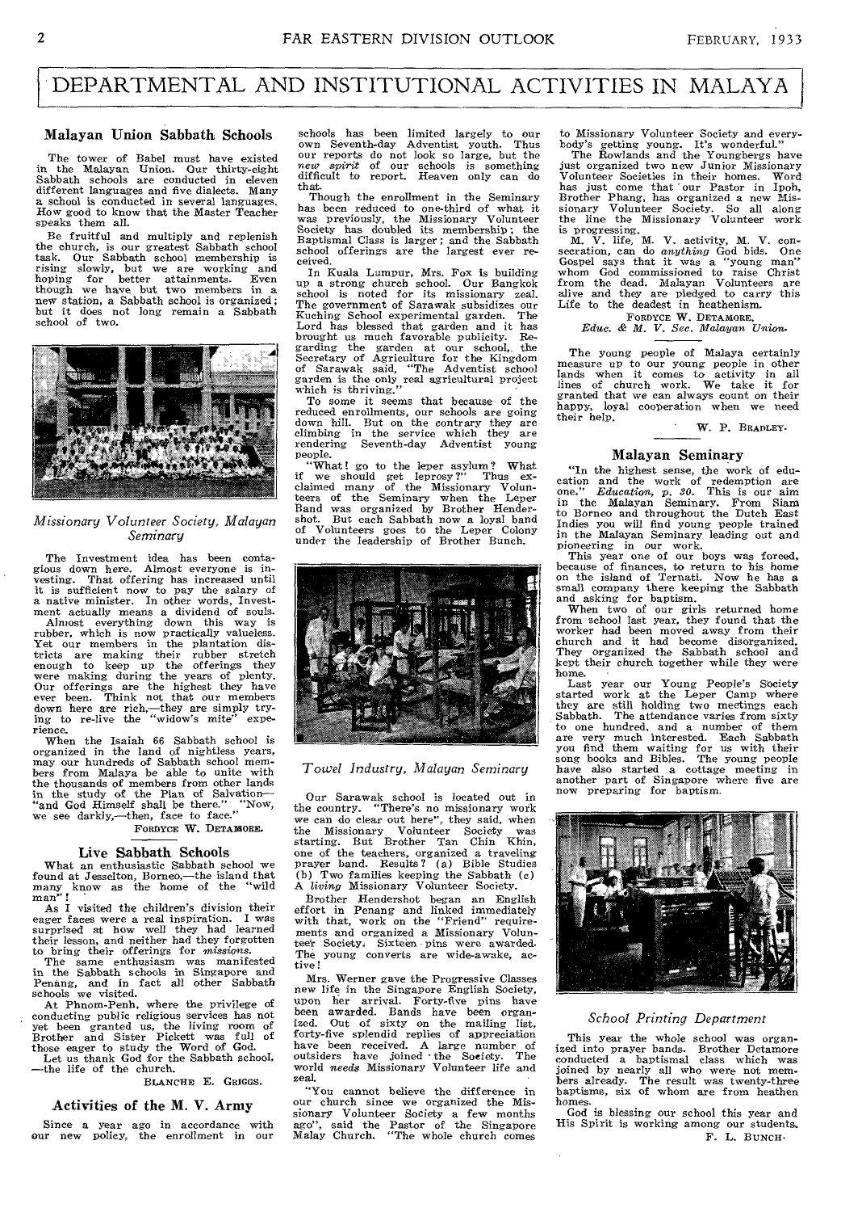# DEPARTMENTAL AND INSTITUTIONAL ACTIVITIES IN MALAYA

## Malayan Union Sabbath Schools

The tower of Babel must have existed in the Malayan Union. Our thirty-eight Sabbath schools are conducted in eleven different languages and five dialects. Many a school is conducted in several languages. How good to know that the Master Teacher speaks them all.

Be fruitful and multiply and replenish the church, is our greatest Sabbath school task. Our Sabbath school membership is rising slowly, but we are working and hoping for better attainments. Even though we have but two members in a new station, a Sabbath school is organized; but it does not long remain a Sabbath school of two.

*Missionary Volunteer Society, Malayan Seminary*

The Investment idea has been contagious down here. Almost everyone is investing. That offering has increased until it is sufficient now to pay the salary of a native minister. In other words, Investment actually means a dividend of souls.

Almost everything down this way is rubber, which is now practically valueless. Yet our members in the plantation districts are making their rubber stretch enough to keep up the offerings they were making during the years of plenty. Our offerings are the highest they have ever been. Think not that our members down here are rich,—they are simply trying to re-live the "widow's mite" experience.

When the Isaiah 66 Sabbath school is organized in the land of nightless years, may our hundreds of Sabbath school members from Malaya be able to unite with the thousands of members from other lands in the study of the Plan of Salvation—"and God Himself shall be there." "Now, we see darkly,—then, face to face."

FORDYCE W. DETAMORE.

## Live Sabbath Schools

What an enthusiastic Sabbath school we found at Jesselton, Borneo,—the island that many know as the home of the "wild man"!

As I visited the children's division their eager faces were a real inspiration. I was surprised at how well they had learned their lesson, and neither had they forgotten to bring their offerings for *missions*.

The same enthusiasm was manifested in the Sabbath schools in Singapore and Penang, and in fact all other Sabbath schools we visited.

At Phnom-Penh, where the privilege of conducting public religious services has not yet been granted us, the living room of Brother and Sister Pickett was full of those eager to study the Word of God.

Let us thank God for the Sabbath school, —the life of the church.

BLANCHE E. GRIGGS.

## Activities of the M. V. Army

Since a year ago in accordance with our new policy, the enrollment in our schools has been limited largely to our own Seventh-day Adventist youth. Thus our reports do not look so large, but the *new spirit* of our schools is something difficult to report. Heaven only can do that.

Though the enrollment in the Seminary has been reduced to one-third of what it was previously, the Missionary Volunteer Society has doubled its membership; the Baptismal Class is larger; and the Sabbath school offerings are the largest ever received.

In Kuala Lumpur, Mrs. Fox is building up a strong church school. Our Bangkok school is noted for its missionary zeal. The government of Sarawak subsidizes our Kuching School experimental garden. The Lord has blessed that garden and it has brought us much favorable publicity. Regarding the garden at our school, the Secretary of Agriculture for the Kingdom of Sarawak said, "The Adventist school garden is the only real agricultural project which is thriving."

To some it seems that because of the reduced enrollments, our schools are going down hill. But on the contrary they are climbing in the service which they are rendering Seventh-day Adventist young people.

"What! go to the leper asylum? What if we should get leprosy?" Thus exclaimed many of the Missionary Volunteers of the Seminary when the Leper Band was organized by Brother Hendershot. But each Sabbath now a loyal band of Volunteers goes to the Leper Colony under the leadership of Brother Bunch.

*Towel Industry, Malayan Seminary*

Our Sarawak school is located out in the country. "There's no missionary work we can do clear out here", they said, when the Missionary Volunteer Society was starting. But Brother Tan Chin Khin, one of the teachers, organized a traveling prayer band. Results? (a) Bible Studies (b) Two families keeping the Sabbath (c) A *living* Missionary Volunteer Society.

Brother Hendershot began an English effort in Penang and linked immediately with that, work on the "Friend" requirements and organized a Missionary Volunteer Society. Sixteen pins were awarded. The young converts are wide-awake, active!

Mrs. Werner gave the Progressive Classes new life in the Singapore English Society, upon her arrival. Forty-five pins have been awarded. Bands have been organized. Out of sixty on the mailing list, forty-five splendid replies of appreciation have been received. A large number of outsiders have joined the Society. The world *needs* Missionary Volunteer life and zeal.

"You cannot believe the difference in our church since we organized the Missionary Volunteer Society a few months ago", said the Pastor of the Singapore Malay Church. "The whole church comes to Missionary Volunteer Society and everybody's getting young. It's wonderful."

The Rowlands and the Youngbergs have just organized two new Junior Missionary Volunteer Societies in their homes. Word has just come that our Pastor in Ipoh, Brother Phang, has organized a new Missionary Volunteer Society. So all along the line the Missionary Volunteer work is progressing.

M. V. life, M. V. activity, M. V. consecration, can do *anything* God bids. One Gospel says that it was a "young man" whom God commissioned to raise Christ from the dead. Malayan Volunteers are alive and they are pledged to carry this Life to the deadest in heathenism.

FORDYCE W. DETAMORE,
*Educ. & M. V. Sec. Malayan Union.*

The young people of Malaya certainly measure up to our young people in other lands when it comes to activity in all lines of church work. We take it for granted that we can always count on their happy, loyal cooperation when we need their help.

W. P. BRADLEY.

## Malayan Seminary

"In the highest sense, the work of education and the work of redemption are one." *Education, p. 30.* This is our aim in the Malayan Seminary. From Siam to Borneo and throughout the Dutch East Indies you will find young people trained in the Malayan Seminary leading out and pioneering in our work.

This year one of our boys was forced, because of finances, to return to his home on the island of Ternati. Now he has a small company there keeping the Sabbath and asking for baptism.

When two of our girls returned home from school last year, they found that the worker had been moved away from their church and it had become disorganized. They organized the Sabbath school and kept their church together while they were home.

Last year our Young People's Society started work at the Leper Camp where they are still holding two meetings each Sabbath. The attendance varies from sixty to one hundred, and a number of them are very much interested. Each Sabbath you find them waiting for us with their song books and Bibles. The young people have also started a cottage meeting in another part of Singapore where five are now preparing for baptism.

*School Printing Department*

This year the whole school was organized into prayer bands. Brother Detamore conducted a baptismal class which was joined by nearly all who were not members already. The result was twenty-three baptisms, six of whom are from heathen homes.

God is blessing our school this year and His Spirit is working among our students.

F. L. BUNCH.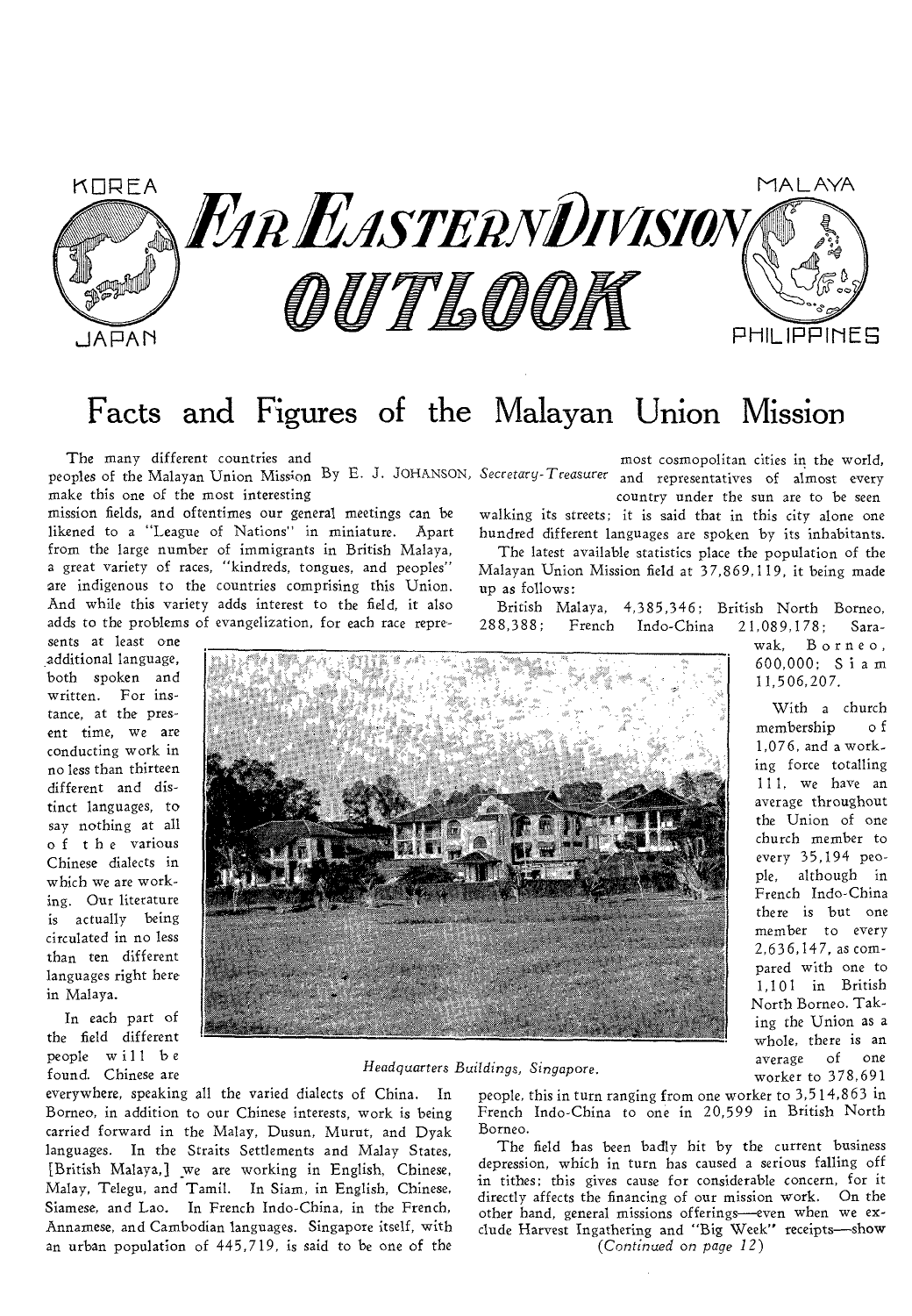# FAR EASTERN DIVISION OUTLOOK

KOREA — JAPAN — MALAYA — PHILIPPINES

## Facts and Figures of the Malayan Union Mission

By E. J. JOHANSON, *Secretary-Treasurer*

The many different countries and peoples of the Malayan Union Mission make this one of the most interesting mission fields, and oftentimes our general meetings can be likened to a "League of Nations" in miniature. Apart from the large number of immigrants in British Malaya, a great variety of races, "kindreds, tongues, and peoples" are indigenous to the countries comprising this Union. And while this variety adds interest to the field, it also adds to the problems of evangelization, for each race represents at least one additional language, both spoken and written. For instance, at the present time, we are conducting work in no less than thirteen different and distinct languages, to say nothing at all of the various Chinese dialects in which we are working. Our literature is actually being circulated in no less than ten different languages right here in Malaya.

In each part of the field different people will be found. Chinese are everywhere, speaking all the varied dialects of China. In Borneo, in addition to our Chinese interests, work is being carried forward in the Malay, Dusun, Murut, and Dyak languages. In the Straits Settlements and Malay States, [British Malaya,] we are working in English, Chinese, Malay, Telegu, and Tamil. In Siam, in English, Chinese, Siamese, and Lao. In French Indo-China, in the French, Annamese, and Cambodian languages. Singapore itself, with an urban population of 445,719, is said to be one of the most cosmopolitan cities in the world, and representatives of almost every country under the sun are to be seen walking its streets; it is said that in this city alone one hundred different languages are spoken by its inhabitants.

*Headquarters Buildings, Singapore.*

The latest available statistics place the population of the Malayan Union Mission field at 37,869,119, it being made up as follows:

British Malaya, 4,385,346; British North Borneo, 288,388; French Indo-China 21,089,178; Sarawak, Borneo, 600,000; Siam 11,506,207.

With a church membership of 1,076, and a working force totalling 111, we have an average throughout the Union of one church member to every 35,194 people, although in French Indo-China there is but one member to every 2,636,147, as compared with one to 1,101 in British North Borneo. Taking the Union as a whole, there is an average of one worker to 378,691 people, this in turn ranging from one worker to 3,514,863 in French Indo-China to one in 20,599 in British North Borneo.

The field has been badly hit by the current business depression, which in turn has caused a serious falling off in tithes; this gives cause for considerable concern, for it directly affects the financing of our mission work. On the other hand, general missions offerings—even when we exclude Harvest Ingathering and "Big Week" receipts—show

*(Continued on page 12)*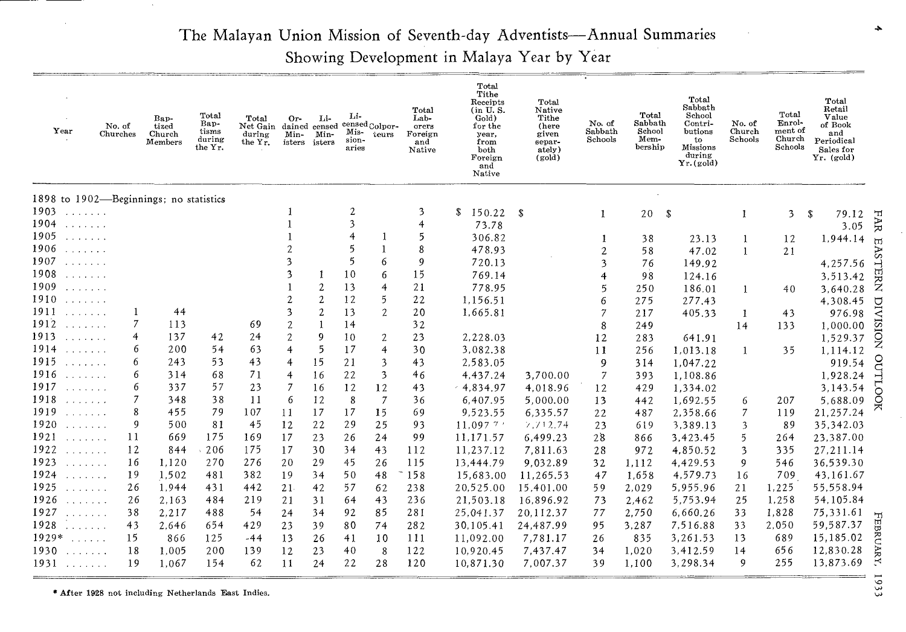# The Malayan Union Mission of Seventh-day Adventists—Annual Summaries Showing Development in Malaya Year by Year

| Year | No. of Churches | Baptized Church Members | Total Baptisms during the Yr. | Total Net Gain during the Yr. | Ordained Ministers | Licensed Ministers | Licensed Missionaries | Colporteurs | Total Laborers Foreign and Native | Total Tithe Receipts (in U. S. Gold) for the year, from both Foreign and Native | Total Native Tithe (here given separately) (gold) | No. of Sabbath Schools | Total Sabbath School Membership | Total Sabbath School Contributions to Missions during Yr. (gold) | No. of Church Schools | Total Enrolment of Church Schools | Total Retail Value of Book and Periodical Sales for Yr. (gold) |
|---|---|---|---|---|---|---|---|---|---|---|---|---|---|---|---|---|---|
| 1898 to 1902—Beginnings; no statistics | | | | | | | | | | | | | | | | | |
| 1903 | | | | | 1 | | 2 | | 3 | $ 150.22 | $ | 1 | 20 | $ | 1 | 3 | $ 79.12 |
| 1904 | | | | | 1 | | 3 | | 4 | 73.78 | | | | | | | 3.05 |
| 1905 | | | | | 1 | | 4 | 1 | 5 | 306.82 | | 1 | 38 | 23.13 | 1 | 12 | 1,944.14 |
| 1906 | | | | | 2 | | 5 | 1 | 8 | 478.93 | | 2 | 58 | 47.02 | 1 | 21 | |
| 1907 | | | | | 3 | | 5 | 6 | 9 | 720.13 | | 3 | 76 | 149.92 | | | 4,257.56 |
| 1908 | | | | | 3 | 1 | 10 | 6 | 15 | 769.14 | | 4 | 98 | 124.16 | | | 3,513.42 |
| 1909 | | | | | 1 | 2 | 13 | 4 | 21 | 778.95 | | 5 | 250 | 186.01 | 1 | 40 | 3,640.28 |
| 1910 | | | | | 2 | 2 | 12 | 5 | 22 | 1,156.51 | | 6 | 275 | 277.43 | | | 4,308.45 |
| 1911 | 1 | 44 | | | 3 | 2 | 13 | 2 | 20 | 1,665.81 | | 7 | 217 | 405.33 | 1 | 43 | 976.98 |
| 1912 | 7 | 113 | | 69 | 2 | 1 | 14 | | 32 | | | 8 | 249 | | 14 | 133 | 1,000.00 |
| 1913 | 4 | 137 | 42 | 24 | 2 | 9 | 10 | 2 | 23 | 2,228.03 | | 12 | 283 | 641.91 | | | 1,529.37 |
| 1914 | 6 | 200 | 54 | 63 | 4 | 5 | 17 | 4 | 30 | 3,082.38 | | 11 | 256 | 1,013.18 | 1 | 35 | 1,114.12 |
| 1915 | 6 | 243 | 53 | 43 | 4 | 15 | 21 | 3 | 43 | 2,583.05 | | 9 | 314 | 1,047.22 | | | 919.54 |
| 1916 | 6 | 314 | 68 | 71 | 4 | 16 | 22 | 3 | 46 | 4,437.24 | 3,700.00 | 7 | 393 | 1,108.86 | | | 1,928.24 |
| 1917 | 6 | 337 | 57 | 23 | 7 | 16 | 12 | 12 | 43 | 4,834.97 | 4,018.96 | 12 | 429 | 1,334.02 | | | 3,143.54 |
| 1918 | 7 | 348 | 38 | 11 | 6 | 12 | 8 | 7 | 36 | 6,407.95 | 5,000.00 | 13 | 442 | 1,692.55 | 6 | 207 | 5,688.09 |
| 1919 | 8 | 455 | 79 | 107 | 11 | 17 | 17 | 15 | 69 | 9,523.55 | 6,335.57 | 22 | 487 | 2,358.66 | 7 | 119 | 21,257.24 |
| 1920 | 9 | 500 | 81 | 45 | 12 | 22 | 29 | 25 | 93 | 11,097.7? | 7,712.74 | 23 | 619 | 3,389.13 | 3 | 89 | 35,342.03 |
| 1921 | 11 | 669 | 175 | 169 | 17 | 23 | 26 | 24 | 99 | 11,171.57 | 6,499.23 | 28 | 866 | 3,423.45 | 5 | 264 | 23,387.00 |
| 1922 | 12 | 844 | 206 | 175 | 17 | 30 | 34 | 43 | 112 | 11,237.12 | 7,811.63 | 28 | 972 | 4,850.52 | 3 | 335 | 27,211.14 |
| 1923 | 16 | 1,120 | 270 | 276 | 20 | 29 | 45 | 26 | 115 | 13,444.79 | 9,032.89 | 32 | 1,112 | 4,429.53 | 9 | 546 | 36,539.30 |
| 1924 | 19 | 1,502 | 481 | 382 | 19 | 34 | 50 | 48 | 158 | 15,683.00 | 11,265.53 | 47 | 1,658 | 4,579.73 | 16 | 709 | 43,161.67 |
| 1925 | 26 | 1,944 | 431 | 442 | 21 | 42 | 57 | 62 | 238 | 20,525.00 | 15,401.00 | 59 | 2,029 | 5,955.96 | 21 | 1,225 | 55,558.94 |
| 1926 | 26 | 2,163 | 484 | 219 | 21 | 31 | 64 | 43 | 236 | 21,503.18 | 16,896.92 | 73 | 2,462 | 5,753.94 | 25 | 1,258 | 54,105.84 |
| 1927 | 38 | 2,217 | 488 | 54 | 24 | 34 | 92 | 85 | 281 | 25,041.37 | 20,112.37 | 77 | 2,750 | 6,660.26 | 33 | 1,828 | 75,331.61 |
| 1928 | 43 | 2,646 | 654 | 429 | 23 | 39 | 80 | 74 | 282 | 30,105.41 | 24,487.99 | 95 | 3,287 | 7,516.88 | 33 | 2,050 | 59,587.37 |
| 1929* | 15 | 866 | 125 | -44 | 13 | 26 | 41 | 10 | 111 | 11,092.00 | 7,781.17 | 26 | 835 | 3,261.53 | 13 | 689 | 15,185.02 |
| 1930 | 18 | 1,005 | 200 | 139 | 12 | 23 | 40 | 8 | 122 | 10,920.45 | 7,437.47 | 34 | 1,020 | 3,412.59 | 14 | 656 | 12,830.28 |
| 1931 | 19 | 1,067 | 154 | 62 | 11 | 24 | 22 | 28 | 120 | 10,871.30 | 7,007.37 | 39 | 1,100 | 3,298.34 | 9 | 255 | 13,873.69 |

\* After 1928 not including Netherlands East Indies.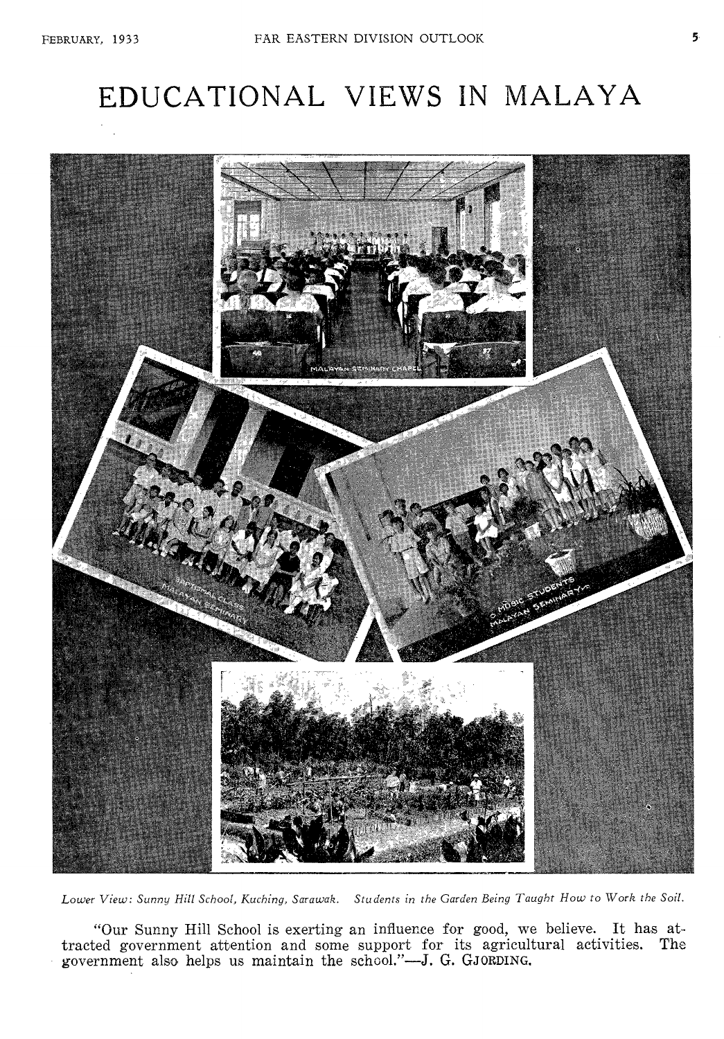# EDUCATIONAL VIEWS IN MALAYA

*Lower View: Sunny Hill School, Kuching, Sarawak. Students in the Garden Being Taught How to Work the Soil.*

"Our Sunny Hill School is exerting an influence for good, we believe. It has attracted government attention and some support for its agricultural activities. The government also helps us maintain the school."—J. G. GJORDING.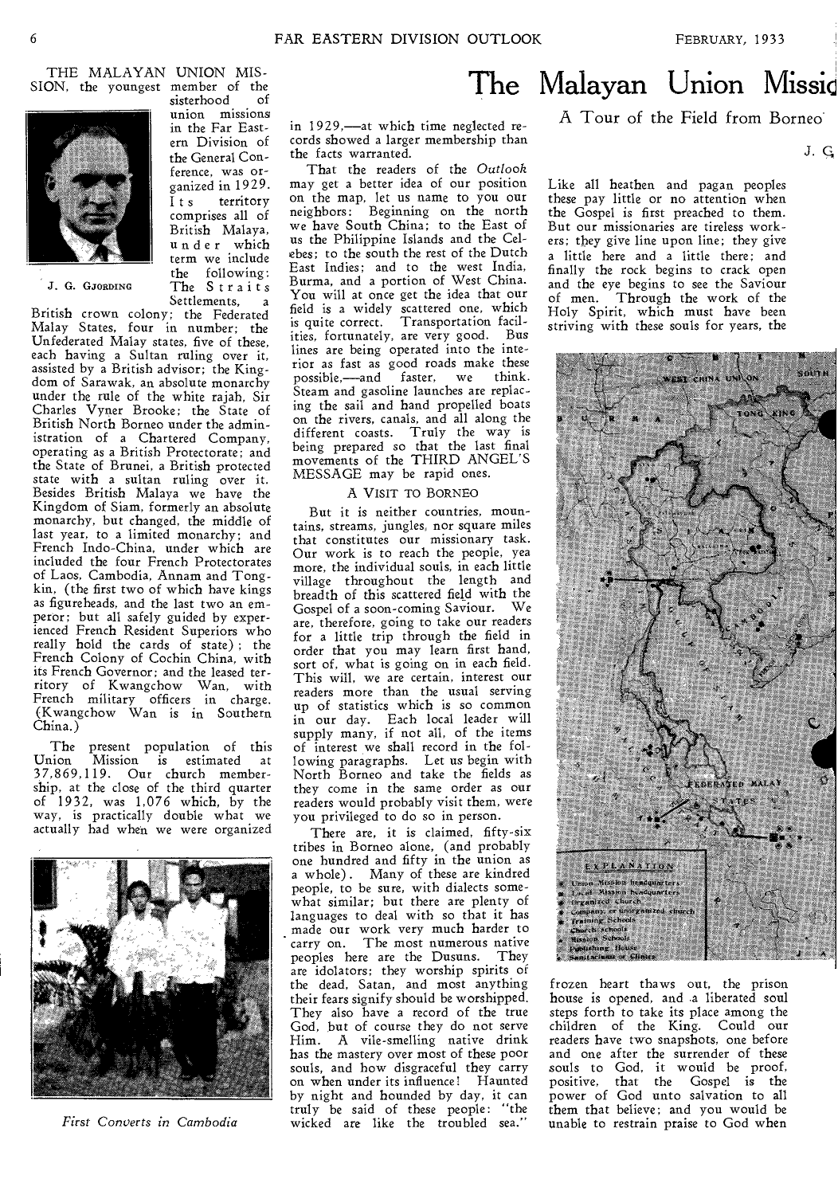# The Malayan Union Missio

## A Tour of the Field from Borneo

J. G

THE MALAYAN UNION MISSION, the youngest member of the sisterhood of union missions in the Far Eastern Division of the General Conference, was organized in 1929. Its territory comprises all of British Malaya, under which term we include the following: The Straits Settlements, a British crown colony; the Federated Malay States, four in number; the Unfederated Malay states, five of these, each having a Sultan ruling over it, assisted by a British advisor; the Kingdom of Sarawak, an absolute monarchy under the rule of the white rajah, Sir Charles Vyner Brooke; the State of British North Borneo under the administration of a Chartered Company, operating as a British Protectorate; and the State of Brunei, a British protected state with a sultan ruling over it. Besides British Malaya we have the Kingdom of Siam, formerly an absolute monarchy, but changed, the middle of last year, to a limited monarchy; and French Indo-China, under which are included the four French Protectorates of Laos, Cambodia, Annam and Tongkin, (the first two of which have kings as figureheads, and the last two an emperor; but all safely guided by experienced French Resident Superiors who really hold the cards of state); the French Colony of Cochin China, with its French Governor; and the leased territory of Kwangchow Wan, with French military officers in charge. (Kwangchow Wan is in Southern China.)

J. G. GJORDING

The present population of this Union Mission is estimated at 37,869,119. Our church membership, at the close of the third quarter of 1932, was 1,076 which, by the way, is practically double what we actually had when we were organized in 1929,—at which time neglected records showed a larger membership than the facts warranted.

*First Converts in Cambodia*

That the readers of the *Outlook* may get a better idea of our position on the map, let us name to you our neighbors: Beginning on the north we have South China; to the East of us the Philippine Islands and the Celebes; to the south the rest of the Dutch East Indies; and to the west India, Burma, and a portion of West China. You will at once get the idea that our field is a widely scattered one, which is quite correct. Transportation facilities, fortunately, are very good. Bus lines are being operated into the interior as fast as good roads make these possible,—and faster, we think. Steam and gasoline launches are replacing the sail and hand propelled boats on the rivers, canals, and all along the different coasts. Truly the way is being prepared so that the last final movements of the THIRD ANGEL'S MESSAGE may be rapid ones.

### A VISIT TO BORNEO

But it is neither countries, mountains, streams, jungles, nor square miles that constitutes our missionary task. Our work is to reach the people, yea more, the individual souls, in each little village throughout the length and breadth of this scattered field with the Gospel of a soon-coming Saviour. We are, therefore, going to take our readers for a little trip through the field in order that you may learn first hand, sort of, what is going on in each field. This will, we are certain, interest our readers more than the usual serving up of statistics which is so common in our day. Each local leader will supply many, if not all, of the items of interest we shall record in the following paragraphs. Let us begin with North Borneo and take the fields as they come in the same order as our readers would probably visit them, were you privileged to do so in person.

There are, it is claimed, fifty-six tribes in Borneo alone, (and probably one hundred and fifty in the union as a whole). Many of these are kindred people, to be sure, with dialects somewhat similar; but there are plenty of languages to deal with so that it has made our work very much harder to carry on. The most numerous native peoples here are the Dusuns. They are idolators; they worship spirits of the dead, Satan, and most anything their fears signify should be worshipped. They also have a record of the true God, but of course they do not serve Him. A vile-smelling native drink has the mastery over most of these poor souls, and how disgraceful they carry on when under its influence! Haunted by night and hounded by day, it can truly be said of these people: "the wicked are like the troubled sea."

Like all heathen and pagan peoples these pay little or no attention when the Gospel is first preached to them. But our missionaries are tireless workers; they give line upon line; they give a little here and a little there; and finally the rock begins to crack open and the eye begins to see the Saviour of men. Through the work of the Holy Spirit, which must have been striving with these souls for years, the frozen heart thaws out, the prison house is opened, and a liberated soul steps forth to take its place among the children of the King. Could our readers have two snapshots, one before and one after the surrender of these souls to God, it would be proof, positive, that the Gospel is the power of God unto salvation to all them that believe; and you would be unable to restrain praise to God when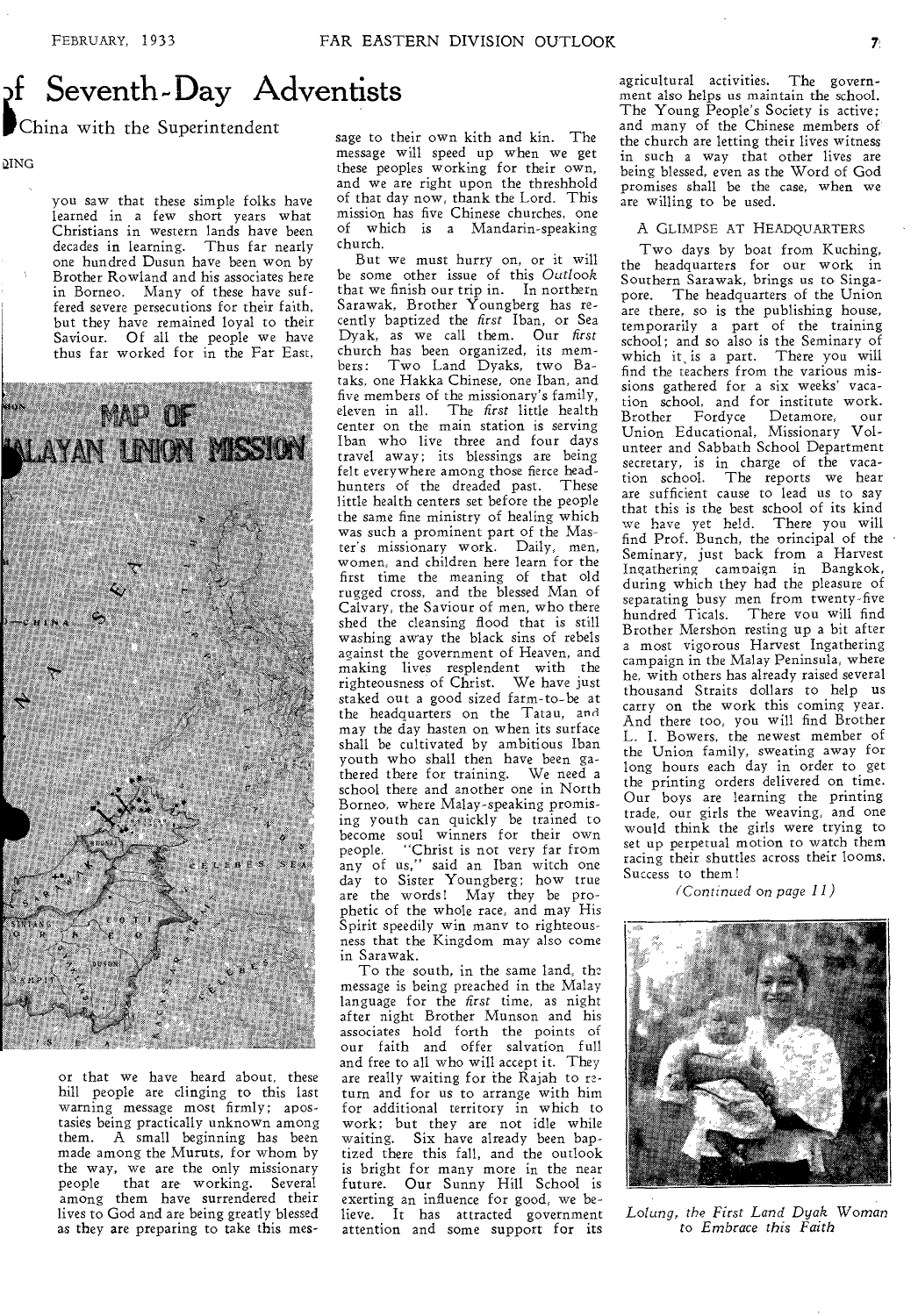# of Seventh-Day Adventists

China with the Superintendent

QING

you saw that these simple folks have learned in a few short years what Christians in western lands have been decades in learning. Thus far nearly one hundred Dusun have been won by Brother Rowland and his associates here in Borneo. Many of these have suffered severe persecutions for their faith, but they have remained loyal to their Saviour. Of all the people we have thus far worked for in the Far East, or that we have heard about, these hill people are clinging to this last warning message most firmly; apostasies being practically unknown among them. A small beginning has been made among the Muruts, for whom by the way, we are the only missionary people that are working. Several among them have surrendered their lives to God and are being greatly blessed as they are preparing to take this message to their own kith and kin. The message will speed up when we get these peoples working for their own, and we are right upon the threshhold of that day now, thank the Lord. This mission has five Chinese churches, one of which is a Mandarin-speaking church.

But we must hurry on, or it will be some other issue of this *Outlook* that we finish our trip in. In northern Sarawak, Brother Youngberg has recently baptized the *first* Iban, or Sea Dyak, as we call them. Our *first* church has been organized, its members: Two Land Dyaks, two Bataks, one Hakka Chinese, one Iban, and five members of the missionary's family, eleven in all. The *first* little health center on the main station is serving Iban who live three and four days travel away; its blessings are being felt everywhere among those fierce headhunters of the dreaded past. These little health centers set before the people the same fine ministry of healing which was such a prominent part of the Master's missionary work. Daily, men, women, and children here learn for the first time the meaning of that old rugged cross, and the blessed Man of Calvary, the Saviour of men, who there shed the cleansing flood that is still washing away the black sins of rebels against the government of Heaven, and making lives resplendent with the righteousness of Christ. We have just staked out a good sized farm-to-be at the headquarters on the Tatau, and may the day hasten on when its surface shall be cultivated by ambitious Iban youth who shall then have been gathered there for training. We need a school there and another one in North Borneo, where Malay-speaking promising youth can quickly be trained to become soul winners for their own people. "Christ is not very far from any of us," said an Iban witch one day to Sister Youngberg; how true are the words! May they be prophetic of the whole race, and may His Spirit speedily win many to righteousness that the Kingdom may also come in Sarawak.

To the south, in the same land, the message is being preached in the Malay language for the *first* time, as night after night Brother Munson and his associates hold forth the points of our faith and offer salvation full and free to all who will accept it. They are really waiting for the Rajah to return and for us to arrange with him for additional territory in which to work; but they are not idle while waiting. Six have already been baptized there this fall, and the outlook is bright for many more in the near future. Our Sunny Hill School is exerting an influence for good, we believe. It has attracted government attention and some support for its agricultural activities. The government also helps us maintain the school. The Young People's Society is active; and many of the Chinese members of the church are letting their lives witness in such a way that other lives are being blessed, even as the Word of God promises shall be the case, when we are willing to be used.

### A GLIMPSE AT HEADQUARTERS

Two days by boat from Kuching, the headquarters for our work in Southern Sarawak, brings us to Singapore. The headquarters of the Union are there, so is the publishing house, temporarily a part of the training school; and so also is the Seminary of which it is a part. There you will find the teachers from the various missions gathered for a six weeks' vacation school, and for institute work. Brother Fordyce Detamore, our Union Educational, Missionary Volunteer and Sabbath School Department secretary, is in charge of the vacation school. The reports we hear are sufficient cause to lead us to say that this is the best school of its kind we have yet held. There you will find Prof. Bunch, the principal of the Seminary, just back from a Harvest Ingathering campaign in Bangkok, during which they had the pleasure of separating busy men from twenty-five hundred Ticals. There you will find Brother Mershon resting up a bit after a most vigorous Harvest Ingathering campaign in the Malay Peninsula, where he, with others has already raised several thousand Straits dollars to help us carry on the work this coming year. And there too, you will find Brother L. I. Bowers, the newest member of the Union family, sweating away for long hours each day in order to get the printing orders delivered on time. Our boys are learning the printing trade, our girls the weaving, and one would think the girls were trying to set up perpetual motion to watch them racing their shuttles across their looms. Success to them!

*(Continued on page 11)*

*Lolung, the First Land Dyak Woman to Embrace this Faith*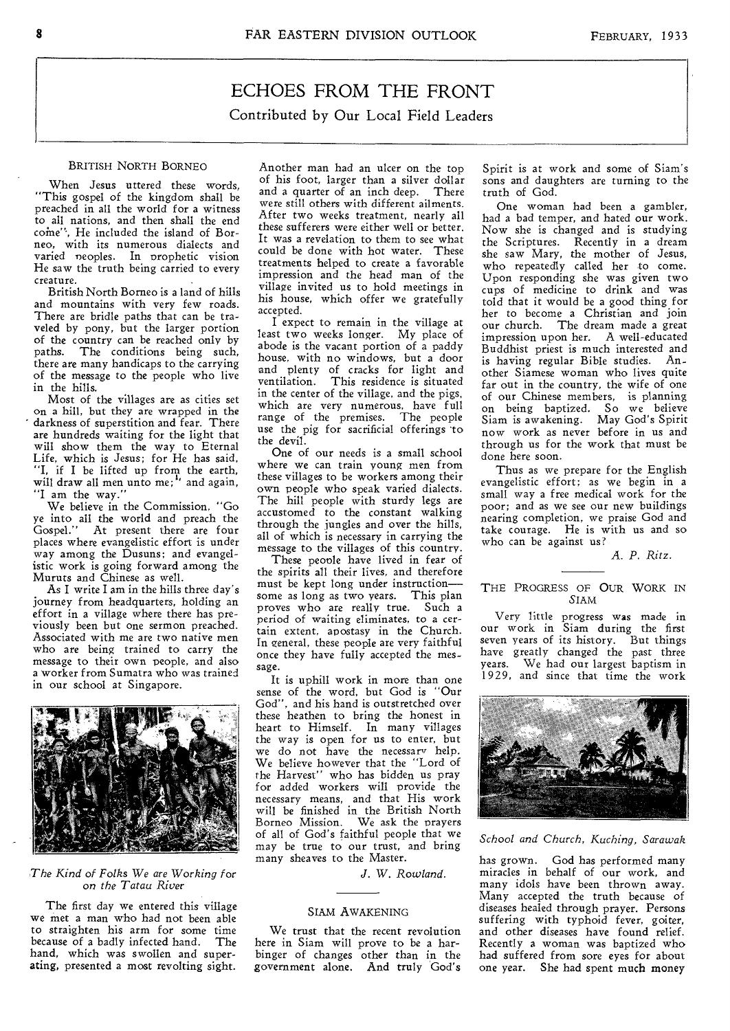# ECHOES FROM THE FRONT

Contributed by Our Local Field Leaders

## BRITISH NORTH BORNEO

When Jesus uttered these words, "This gospel of the kingdom shall be preached in all the world for a witness to all nations, and then shall the end come", He included the island of Borneo, with its numerous dialects and varied peoples. In prophetic vision He saw the truth being carried to every creature.

British North Borneo is a land of hills and mountains with very few roads. There are bridle paths that can be traveled by pony, but the larger portion of the country can be reached only by paths. The conditions being such, there are many handicaps to the carrying of the message to the people who live in the hills.

Most of the villages are as cities set on a hill, but they are wrapped in the darkness of superstition and fear. There are hundreds waiting for the light that will show them the way to Eternal Life, which is Jesus; for He has said, "I, if I be lifted up from the earth, will draw all men unto me;" and again, "I am the way."

We believe in the Commission, "Go ye into all the world and preach the Gospel." At present there are four places where evangelistic effort is under way among the Dusuns; and evangelistic work is going forward among the Muruts and Chinese as well.

As I write I am in the hills three day's journey from headquarters, holding an effort in a village where there has previously been but one sermon preached. Associated with me are two native men who are being trained to carry the message to their own people, and also a worker from Sumatra who was trained in our school at Singapore.

*The Kind of Folks We are Working for on the Tatau River*

The first day we entered this village we met a man who had not been able to straighten his arm for some time because of a badly infected hand. The hand, which was swollen and superating, presented a most revolting sight. Another man had an ulcer on the top of his foot, larger than a silver dollar and a quarter of an inch deep. There were still others with different ailments. After two weeks treatment, nearly all these sufferers were either well or better. It was a revelation to them to see what could be done with hot water. These treatments helped to create a favorable impression and the head man of the village invited us to hold meetings in his house, which offer we gratefully accepted.

I expect to remain in the village at least two weeks longer. My place of abode is the vacant portion of a paddy house, with no windows, but a door and plenty of cracks for light and ventilation. This residence is situated in the center of the village, and the pigs, which are very numerous, have full range of the premises. The people use the pig for sacrificial offerings to the devil.

One of our needs is a small school where we can train young men from these villages to be workers among their own people who speak varied dialects. The hill people with sturdy legs are accustomed to the constant walking through the jungles and over the hills, all of which is necessary in carrying the message to the villages of this country.

These people have lived in fear of the spirits all their lives, and therefore must be kept long under instruction—some as long as two years. This plan proves who are really true. Such a period of waiting eliminates, to a certain extent, apostasy in the Church. In general, these people are very faithful once they have fully accepted the message.

It is uphill work in more than one sense of the word, but God is "Our God", and his hand is outstretched over these heathen to bring the honest in heart to Himself. In many villages the way is open for us to enter, but we do not have the necessary help. We believe however that the "Lord of the Harvest" who has bidden us pray for added workers will provide the necessary means, and that His work will be finished in the British North Borneo Mission. We ask the prayers of all of God's faithful people that we may be true to our trust, and bring many sheaves to the Master.

*J. W. Rowland.*

## SIAM AWAKENING

We trust that the recent revolution here in Siam will prove to be a harbinger of changes other than in the government alone. And truly God's Spirit is at work and some of Siam's sons and daughters are turning to the truth of God.

One woman had been a gambler, had a bad temper, and hated our work. Now she is changed and is studying the Scriptures. Recently in a dream she saw Mary, the mother of Jesus, who repeatedly called her to come. Upon responding she was given two cups of medicine to drink and was told that it would be a good thing for her to become a Christian and join our church. The dream made a great impression upon her. A well-educated Buddhist priest is much interested and is having regular Bible studies. Another Siamese woman who lives quite far out in the country, the wife of one of our Chinese members, is planning on being baptized. So we believe Siam is awakening. May God's Spirit now work as never before in us and through us for the work that must be done here soon.

Thus as we prepare for the English evangelistic effort; as we begin in a small way a free medical work for the poor; and as we see our new buildings nearing completion, we praise God and take courage. He is with us and so who can be against us?

*A. P. Ritz.*

## THE PROGRESS OF OUR WORK IN SIAM

Very little progress was made in our work in Siam during the first seven years of its history. But things have greatly changed the past three years. We had our largest baptism in 1929, and since that time the work has grown. God has performed many miracles in behalf of our work, and many idols have been thrown away. Many accepted the truth because of diseases healed through prayer. Persons suffering with typhoid fever, goiter, and other diseases have found relief. Recently a woman was baptized who had suffered from sore eyes for about one year. She had spent much money

*School and Church, Kuching, Sarawak*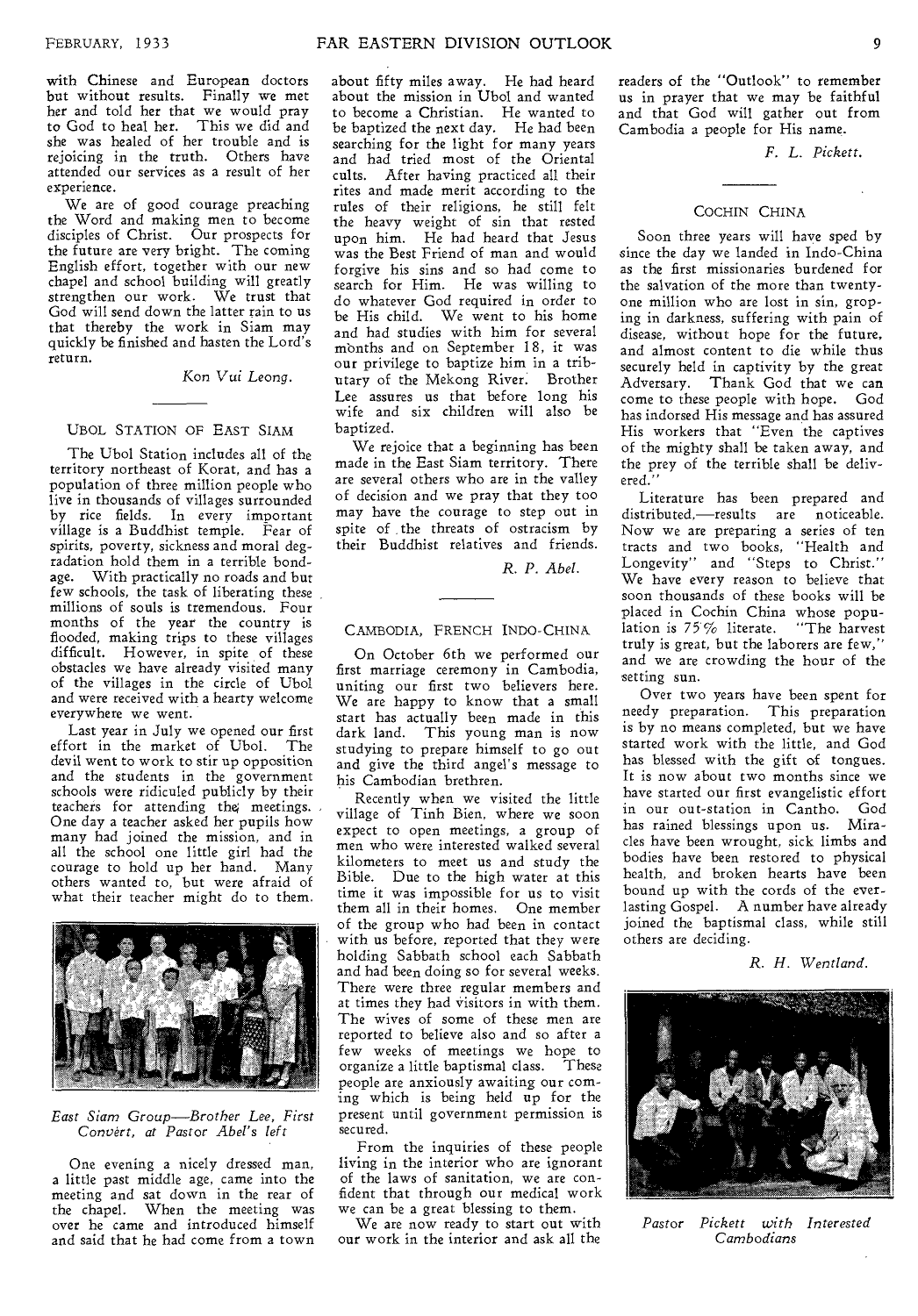with Chinese and European doctors but without results. Finally we met her and told her that we would pray to God to heal her. This we did and she was healed of her trouble and is rejoicing in the truth. Others have attended our services as a result of her experience.

We are of good courage preaching the Word and making men to become disciples of Christ. Our prospects for the future are very bright. The coming English effort, together with our new chapel and school building will greatly strengthen our work. We trust that God will send down the latter rain to us that thereby the work in Siam may quickly be finished and hasten the Lord's return.

*Kon Vui Leong.*

## UBOL STATION OF EAST SIAM

The Ubol Station includes all of the territory northeast of Korat, and has a population of three million people who live in thousands of villages surrounded by rice fields. In every important village is a Buddhist temple. Fear of spirits, poverty, sickness and moral degradation hold them in a terrible bondage. With practically no roads and but few schools, the task of liberating these millions of souls is tremendous. Four months of the year the country is flooded, making trips to these villages difficult. However, in spite of these obstacles we have already visited many of the villages in the circle of Ubol and were received with a hearty welcome everywhere we went.

Last year in July we opened our first effort in the market of Ubol. The devil went to work to stir up opposition and the students in the government schools were ridiculed publicly by their teachers for attending the meetings. One day a teacher asked her pupils how many had joined the mission, and in all the school one little girl had the courage to hold up her hand. Many others wanted to, but were afraid of what their teacher might do to them.

*East Siam Group—Brother Lee, First Convert, at Pastor Abel's left*

One evening a nicely dressed man, a little past middle age, came into the meeting and sat down in the rear of the chapel. When the meeting was over he came and introduced himself and said that he had come from a town about fifty miles away. He had heard about the mission in Ubol and wanted to become a Christian. He wanted to be baptized the next day. He had been searching for the light for many years and had tried most of the Oriental cults. After having practiced all their rites and made merit according to the rules of their religions, he still felt the heavy weight of sin that rested upon him. He had heard that Jesus was the Best Friend of man and would forgive his sins and so had come to search for Him. He was willing to do whatever God required in order to be His child. We went to his home and had studies with him for several months and on September 18, it was our privilege to baptize him in a tributary of the Mekong River. Brother Lee assures us that before long his wife and six children will also be baptized.

We rejoice that a beginning has been made in the East Siam territory. There are several others who are in the valley of decision and we pray that they too may have the courage to step out in spite of the threats of ostracism by their Buddhist relatives and friends.

*R. P. Abel.*

## CAMBODIA, FRENCH INDO-CHINA

On October 6th we performed our first marriage ceremony in Cambodia, uniting our first two believers here. We are happy to know that a small start has actually been made in this dark land. This young man is now studying to prepare himself to go out and give the third angel's message to his Cambodian brethren.

Recently when we visited the little village of Tinh Bien, where we soon expect to open meetings, a group of men who were interested walked several kilometers to meet us and study the Bible. Due to the high water at this time it was impossible for us to visit them all in their homes. One member of the group who had been in contact with us before, reported that they were holding Sabbath school each Sabbath and had been doing so for several weeks. There were three regular members and at times they had visitors in with them. The wives of some of these men are reported to believe also and so after a few weeks of meetings we hope to organize a little baptismal class. These people are anxiously awaiting our coming which is being held up for the present until government permission is secured.

From the inquiries of these people living in the interior who are ignorant of the laws of sanitation, we are confident that through our medical work we can be a great blessing to them.

We are now ready to start out with our work in the interior and ask all the readers of the "Outlook" to remember us in prayer that we may be faithful and that God will gather out from Cambodia a people for His name.

*F. L. Pickett.*

## COCHIN CHINA

Soon three years will have sped by since the day we landed in Indo-China as the first missionaries burdened for the salvation of the more than twenty-one million who are lost in sin, groping in darkness, suffering with pain of disease, without hope for the future, and almost content to die while thus securely held in captivity by the great Adversary. Thank God that we can come to these people with hope. God has indorsed His message and has assured His workers that "Even the captives of the mighty shall be taken away, and the prey of the terrible shall be delivered."

Literature has been prepared and distributed,—results are noticeable. Now we are preparing a series of ten tracts and two books, "Health and Longevity" and "Steps to Christ." We have every reason to believe that soon thousands of these books will be placed in Cochin China whose population is 75% literate. "The harvest truly is great, but the laborers are few," and we are crowding the hour of the setting sun.

Over two years have been spent for needy preparation. This preparation is by no means completed, but we have started work with the little, and God has blessed with the gift of tongues. It is now about two months since we have started our first evangelistic effort in our out-station in Cantho. God has rained blessings upon us. Miracles have been wrought, sick limbs and bodies have been restored to physical health, and broken hearts have been bound up with the cords of the everlasting Gospel. A number have already joined the baptismal class, while still others are deciding.

*R. H. Wentland.*

*Pastor Pickett with Interested Cambodians*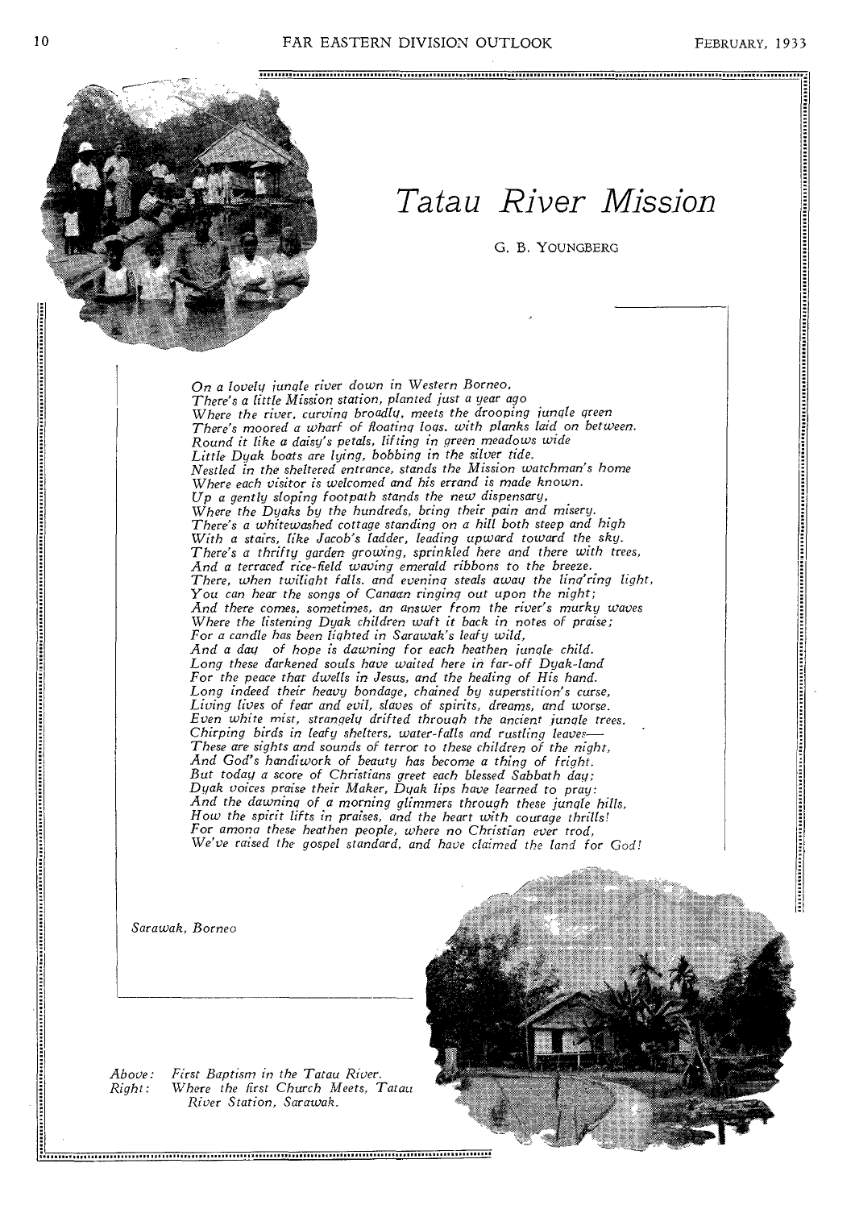# Tatau River Mission

G. B. YOUNGBERG

*On a lovely jungle river down in Western Borneo,*
*There's a little Mission station, planted just a year ago*
*Where the river, curving broadly, meets the drooping jungle green*
*There's moored a wharf of floating logs, with planks laid on between.*
*Round it like a daisy's petals, lifting in green meadows wide*
*Little Dyak boats are lying, bobbing in the silver tide.*
*Nestled in the sheltered entrance, stands the Mission watchman's home*
*Where each visitor is welcomed and his errand is made known.*
*Up a gently sloping footpath stands the new dispensary,*
*Where the Dyaks by the hundreds, bring their pain and misery.*
*There's a whitewashed cottage standing on a hill both steep and high*
*With a stairs, like Jacob's ladder, leading upward toward the sky.*
*There's a thrifty garden growing, sprinkled here and there with trees,*
*And a terraced rice-field waving emerald ribbons to the breeze.*
*There, when twilight falls, and evening steals away the ling'ring light,*
*You can hear the songs of Canaan ringing out upon the night;*
*And there comes, sometimes, an answer from the river's murky waves*
*Where the listening Dyak children waft it back in notes of praise;*
*For a candle has been lighted in Sarawak's leafy wild,*
*And a day of hope is dawning for each heathen jungle child.*
*Long these darkened souls have waited here in far-off Dyak-land*
*For the peace that dwells in Jesus, and the healing of His hand.*
*Long indeed their heavy bondage, chained by superstition's curse,*
*Living lives of fear and evil, slaves of spirits, dreams, and worse.*
*Even white mist, strangely drifted through the ancient jungle trees,*
*Chirping birds in leafy shelters, water-falls and rustling leaves—*
*These are sights and sounds of terror to these children of the night,*
*And God's handiwork of beauty has become a thing of fright.*
*But today a score of Christians greet each blessed Sabbath day:*
*Dyak voices praise their Maker, Dyak lips have learned to pray:*
*And the dawning of a morning glimmers through these jungle hills,*
*How the spirit lifts in praises, and the heart with courage thrills!*
*For among these heathen people, where no Christian ever trod,*
*We've raised the gospel standard, and have claimed the land for God!*

*Sarawak, Borneo*

*Above:* First Baptism in the Tatau River.
*Right:* Where the first Church Meets, Tatau River Station, Sarawak.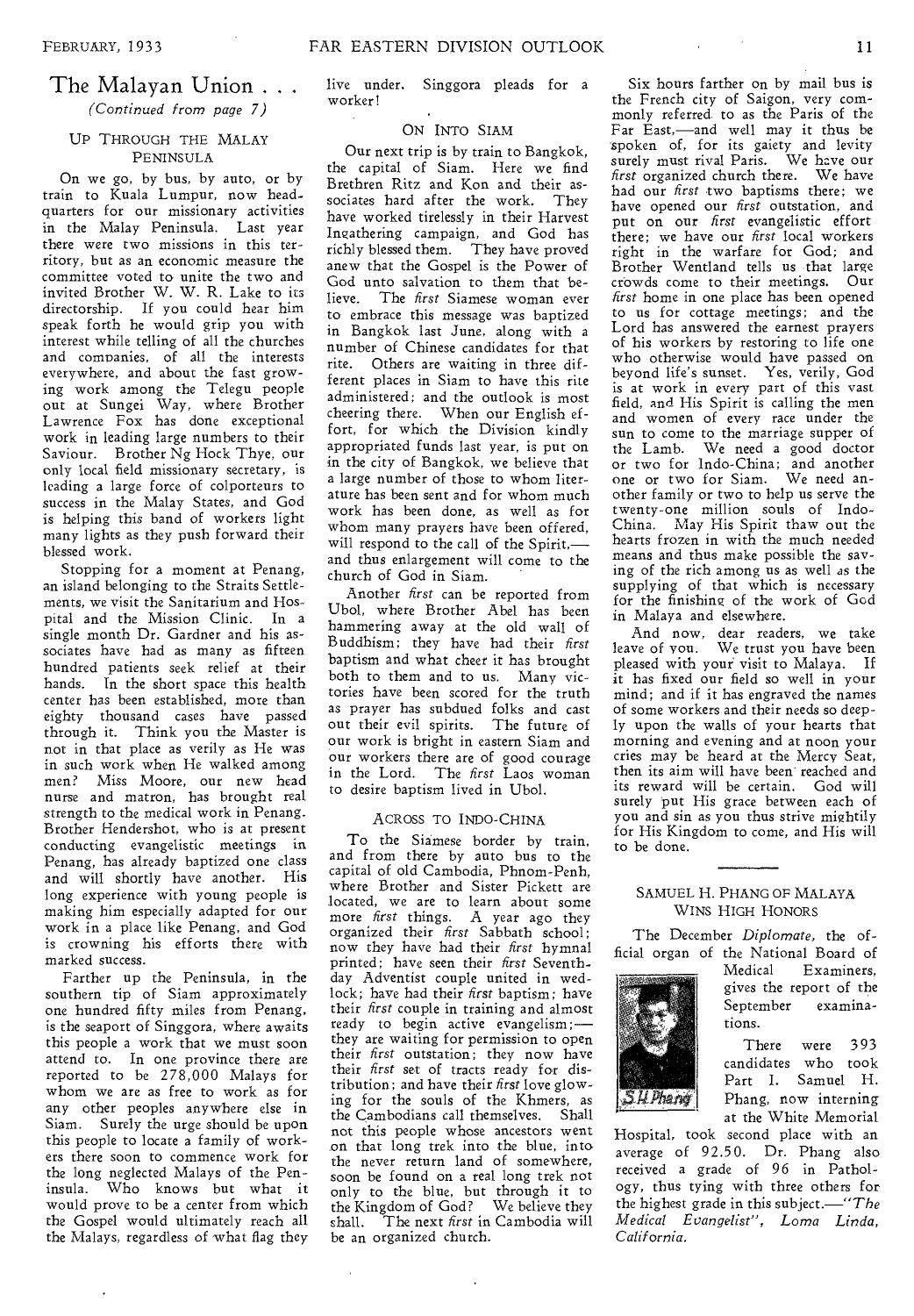## The Malayan Union . . .

*(Continued from page 7)*

### Up Through the Malay Peninsula

On we go, by bus, by auto, or by train to Kuala Lumpur, now headquarters for our missionary activities in the Malay Peninsula. Last year there were two missions in this territory, but as an economic measure the committee voted to unite the two and invited Brother W. W. R. Lake to its directorship. If you could hear him speak forth he would grip you with interest while telling of all the churches and companies, of all the interests everywhere, and about the fast growing work among the Telegu people out at Sungei Way, where Brother Lawrence Fox has done exceptional work in leading large numbers to their Saviour. Brother Ng Hock Thye, our only local field missionary secretary, is leading a large force of colporteurs to success in the Malay States, and God is helping this band of workers light many lights as they push forward their blessed work.

Stopping for a moment at Penang, an island belonging to the Straits Settlements, we visit the Sanitarium and Hospital and the Mission Clinic. In a single month Dr. Gardner and his associates have had as many as fifteen hundred patients seek relief at their hands. In the short space this health center has been established, more than eighty thousand cases have passed through it. Think you the Master is not in that place as verily as He was in such work when He walked among men? Miss Moore, our new head nurse and matron, has brought real strength to the medical work in Penang. Brother Hendershot, who is at present conducting evangelistic meetings in Penang, has already baptized one class and will shortly have another. His long experience with young people is making him especially adapted for our work in a place like Penang, and God is crowning his efforts there with marked success.

Farther up the Peninsula, in the southern tip of Siam approximately one hundred fifty miles from Penang, is the seaport of Singgora, where awaits this people a work that we must soon attend to. In one province there are reported to be 278,000 Malays for whom we are as free to work as for any other peoples anywhere else in Siam. Surely the urge should be upon this people to locate a family of workers there soon to commence work for the long neglected Malays of the Peninsula. Who knows but what it would prove to be a center from which the Gospel would ultimately reach all the Malays, regardless of what flag they live under. Singgora pleads for a worker!

### On Into Siam

Our next trip is by train to Bangkok, the capital of Siam. Here we find Brethren Ritz and Kon and their associates hard after the work. They have worked tirelessly in their Harvest Ingathering campaign, and God has richly blessed them. They have proved anew that the Gospel is the Power of God unto salvation to them that believe. The *first* Siamese woman ever to embrace this message was baptized in Bangkok last June, along with a number of Chinese candidates for that rite. Others are waiting in three different places in Siam to have this rite administered; and the outlook is most cheering there. When our English effort, for which the Division kindly appropriated funds last year, is put on in the city of Bangkok, we believe that a large number of those to whom literature has been sent and for whom much work has been done, as well as for whom many prayers have been offered, will respond to the call of the Spirit,—and thus enlargement will come to the church of God in Siam.

Another *first* can be reported from Ubol, where Brother Abel has been hammering away at the old wall of Buddhism; they have had their *first* baptism and what cheer it has brought both to them and to us. Many victories have been scored for the truth as prayer has subdued folks and cast out their evil spirits. The future of our work is bright in eastern Siam and our workers there are of good courage in the Lord. The *first* Laos woman to desire baptism lived in Ubol.

### Across to Indo-China

To the Siamese border by train, and from there by auto bus to the capital of old Cambodia, Phnom-Penh, where Brother and Sister Pickett are located, we are to learn about some more *first* things. A year ago they organized their *first* Sabbath school; now they have had their *first* hymnal printed; have seen their *first* Seventh-day Adventist couple united in wedlock; have had their *first* baptism; have their *first* couple in training and almost ready to begin active evangelism;—they are waiting for permission to open their *first* outstation; they now have their *first* set of tracts ready for distribution; and have their *first* love glowing for the souls of the Khmers, as the Cambodians call themselves. Shall not this people whose ancestors went on that long trek into the blue, into the never return land of somewhere, soon be found on a real long trek not only to the blue, but through it to the Kingdom of God? We believe they shall. The next *first* in Cambodia will be an organized church.

Six hours farther on by mail bus is the French city of Saigon, very commonly referred to as the Paris of the Far East,—and well may it thus be spoken of, for its gaiety and levity surely must rival Paris. We have our *first* organized church there. We have had our *first* two baptisms there; we have opened our *first* outstation, and put on our *first* evangelistic effort there; we have our *first* local workers right in the warfare for God; and Brother Wentland tells us that large crowds come to their meetings. Our *first* home in one place has been opened to us for cottage meetings; and the Lord has answered the earnest prayers of his workers by restoring to life one who otherwise would have passed on beyond life's sunset. Yes, verily, God is at work in every part of this vast field, and His Spirit is calling the men and women of every race under the sun to come to the marriage supper of the Lamb. We need a good doctor or two for Indo-China; and another one or two for Siam. We need another family or two to help us serve the twenty-one million souls of Indo-China. May His Spirit thaw out the hearts frozen in with the much needed means and thus make possible the saving of the rich among us as well as the supplying of that which is necessary for the finishing of the work of God in Malaya and elsewhere.

And now, dear readers, we take leave of you. We trust you have been pleased with your visit to Malaya. If it has fixed our field so well in your mind; and if it has engraved the names of some workers and their needs so deeply upon the walls of your hearts that morning and evening and at noon your cries may be heard at the Mercy Seat, then its aim will have been reached and its reward will be certain. God will surely put His grace between each of you and sin as you thus strive mightily for His Kingdom to come, and His will to be done.

---

## Samuel H. Phang of Malaya Wins High Honors

The December *Diplomate*, the official organ of the National Board of Medical Examiners, gives the report of the September examinations.

S.H.Phang

There were 393 candidates who took Part I. Samuel H. Phang, now interning at the White Memorial Hospital, took second place with an average of 92.50. Dr. Phang also received a grade of 96 in Pathology, thus tying with three others for the highest grade in this subject.—*"The Medical Evangelist", Loma Linda, California.*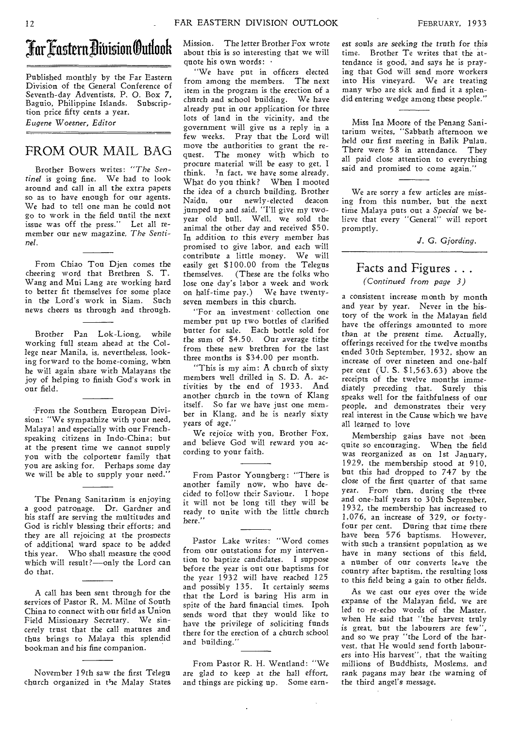# Far Eastern Division Outlook

Published monthly by the Far Eastern Division of the General Conference of Seventh-day Adventists, P. O. Box 7, Baguio, Philippine Islands. Subscription price fifty cents a year.

*Eugene Woesner, Editor*

## FROM OUR MAIL BAG

Brother Bowers writes: "*The Sentinel* is going fine. We had to look around and call in all the extra papers so as to have enough for our agents. We had to tell one man he could not go to work in the field until the next issue was off the press." Let all remember our new magazine, *The Sentinel*.

From Chiao Tou Djen comes the cheering word that Brethren S. T. Wang and Mui Lang are working hard to better fit themselves for some place in the Lord's work in Siam. Such news cheers us through and through.

Brother Pan Lok-Liong, while working full steam ahead at the College near Manila, is, nevertheless, looking forward to the home-coming, when he will again share with Malayans the joy of helping to finish God's work in our field.

From the Southern European Division: "We sympathize with your need, Malaya! and especially with our French-speaking citizens in Indo-China; but at the present time we cannot supply you with the colporteur family that you are asking for. Perhaps some day we will be able to supply your need."

The Penang Sanitarium is enjoying a good patronage. Dr. Gardner and his staff are serving the multitudes and God is richly blessing their efforts; and they are all rejoicing at the prospects of additional ward space to be added this year. Who shall measure the good which will result?—only the Lord can do that.

A call has been sent through for the services of Pastor R. M. Milne of South China to connect with our field as Union Field Missionary Secretary. We sincerely trust that the call matures and thus brings to Malaya this splendid bookman and his fine companion.

November 19th saw the first Telegu church organized in the Malay States Mission. The letter Brother Fox wrote about this is so interesting that we will quote his own words:

"We have put in officers elected from among the members. The next item in the program is the erection of a church and school building. We have already put in our application for three lots of land in the vicinity, and the government will give us a reply in a few weeks. Pray that the Lord will move the authorities to grant the request. The money with which to procure material will be easy to get, I think. In fact, we have some already. What do you think? When I mooted the idea of a church building, Brother Naidu, our newly-elected deacon jumped up and said, "I'll give my two-year old bull. Well, we sold the animal the other day and received $50. In addition to this every member has promised to give labor, and each will contribute a little money. We will easily get $100.00 from the Telegus themselves. (These are the folks who lose one day's labor a week and work on half-time pay.) We have twenty-seven members in this church.

"For an investment collection one member put up two bottles of clarified butter for sale. Each bottle sold for the sum of $4.50. Our average tithe from these new brethren for the last three months is $34.00 per month.

"This is my aim: A church of sixty members well drilled in S. D. A. activities by the end of 1933. And another church in the town of Klang itself. So far we have just one member in Klang, and he is nearly sixty years of age."

We rejoice with you, Brother Fox, and believe God will reward you according to your faith.

From Pastor Youngberg: "There is another family now, who have decided to follow their Saviour. I hope it will not be long till they will be ready to unite with the little church here."

Pastor Lake writes: "Word comes from our outstations for my intervention to baptize candidates. I suppose before the year is out our baptisms for the year 1932 will have reached 125 and possibly 135. It certainly seems that the Lord is baring His arm in spite of the hard financial times. Ipoh sends word that they would like to have the privilege of soliciting funds there for the erection of a church school and building."

From Pastor R. H. Wentland: "We are glad to keep at the hall effort, and things are picking up. Some earnest souls are seeking the truth for this time. Brother Te writes that the attendance is good, and says he is praying that God will send more workers into His vineyard. We are treating many who are sick and find it a splendid entering wedge among these people."

Miss Ina Moore of the Penang Sanitarium writes, "Sabbath afternoon we held our first meeting in Balik Pulau. There were 58 in attendance. They all paid close attention to everything said and promised to come again."

We are sorry a few articles are missing from this number, but the next time Malaya puts out a *Special* we believe that every "General" will report promptly.

*J. G. Gjording.*

## Facts and Figures . . .

*(Continued from page 3)*

a consistent increase month by month and year by year. Never in the history of the work in the Malayan field have the offerings amounted to more than at the present time. Actually, offerings received for the twelve months ended 30th September, 1932, show an increase of over nineteen and one-half per cent (U. S. $1,563.63) above the receipts of the twelve months immediately preceding that. Surely this speaks well for the faithfulness of our people, and demonstrates their very real interest in the Cause which we have all learned to love

Membership gains have not been quite so encouraging. When the field was reorganized as on 1st January, 1929, the membership stood at 910, but this had dropped to 747 by the close of the first quarter of that same year. From then, during the three and one-half years to 30th September, 1932, the membership has increased to 1,076, an increase of 329, or forty-four per cent. During that time there have been 576 baptisms. However, with such a transient population as we have in many sections of this field, a number of our converts leave the country after baptism, the resulting loss to this field being a gain to other fields.

As we cast our eyes over the wide expanse of the Malayan field, we are led to re-echo words of the Master, when He said that "the harvest truly is great, but the labourers are few", and so we pray "the Lord of the harvest, that He would send forth labourers into His harvest", that the waiting millions of Buddhists, Moslems, and rank pagans may hear the warning of the third angel's message.